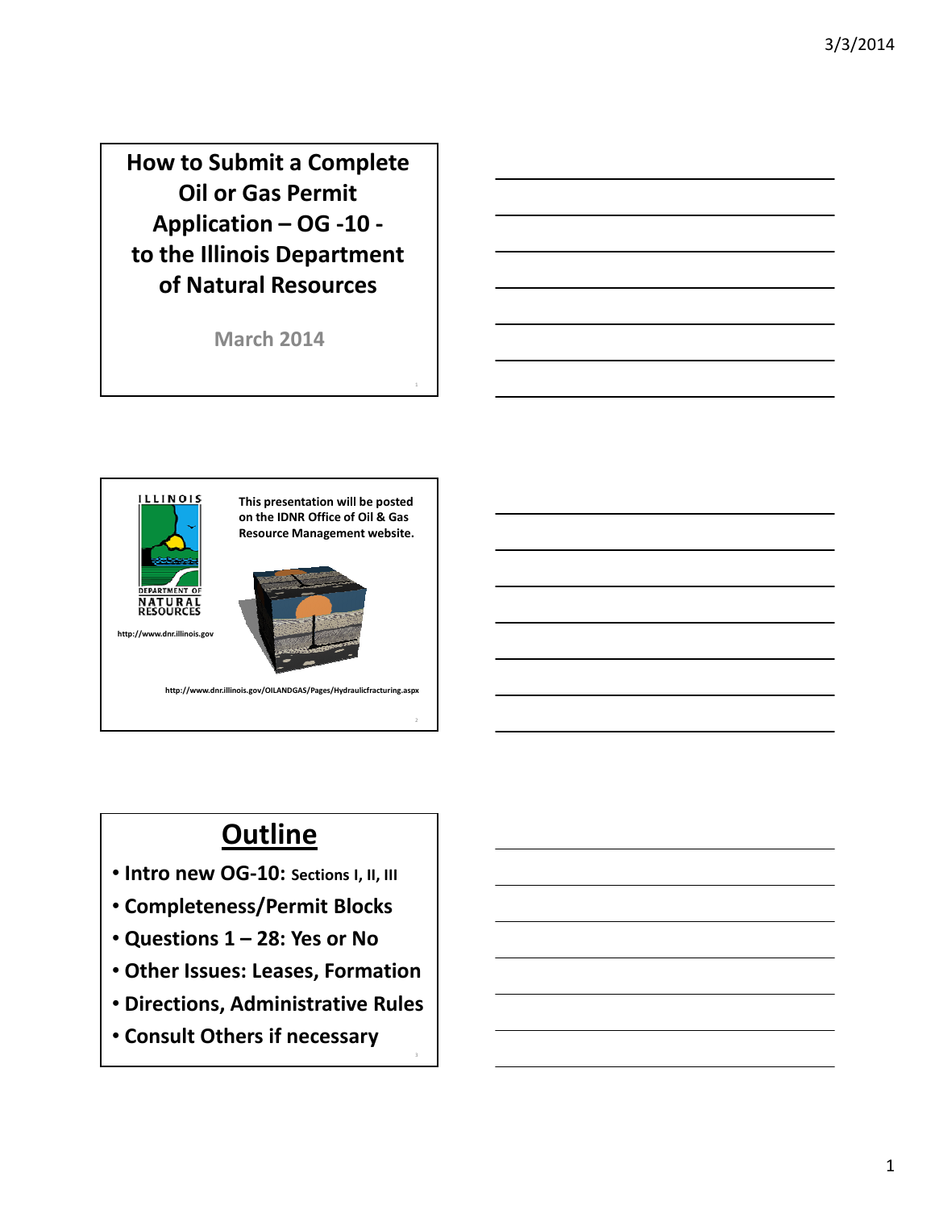# How to Submit a Complete Oil or Gas Permit Application – OG -10 - to the Illinois Department of Natural Resources

March 2014

---

ILLINOIS DEPARTMENT OF NATURAL RESOURCES

http://www.dnr.illinois.gov

This presentation will be posted on the IDNR Office of Oil & Gas Resource Management website.

http://www.dnr.illinois.gov/OILANDGAS/Pages/Hydraulicfracturing.aspx

---

## Outline

- Intro new OG-10: Sections I, II, III
- Completeness/Permit Blocks
- Questions 1 – 28: Yes or No
- Other Issues: Leases, Formation
- Directions, Administrative Rules
- Consult Others if necessary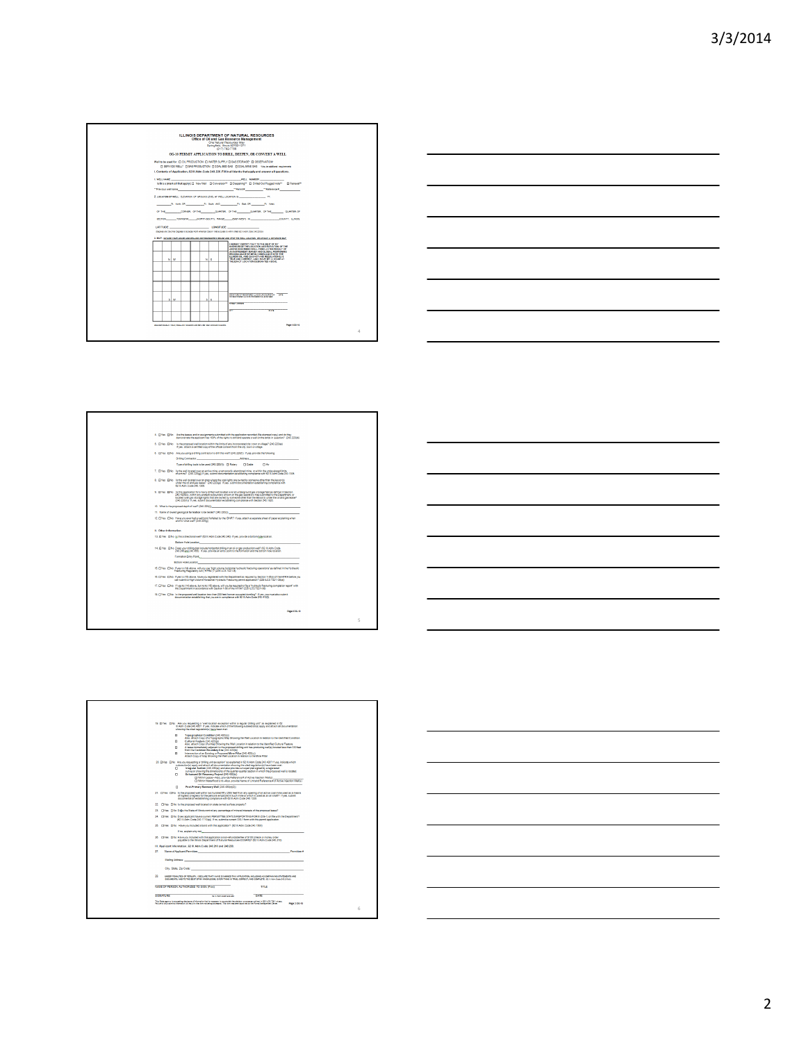**ILLINOIS DEPARTMENT OF NATURAL RESOURCES**
**Office of Oil and Gas Resource Management**
One Natural Resources Way
Springfield, Illinois 62702-1271
(217) 782-7756

**OG-10 PERMIT APPLICATION TO DRILL, DEEPEN, OR CONVERT A WELL**

**I. Contents of Application, 62 Ill Adm. Code 240.220. Fill in all blanks that apply and answer all questions.**

**II. Other Information**

**III. Applicant Information**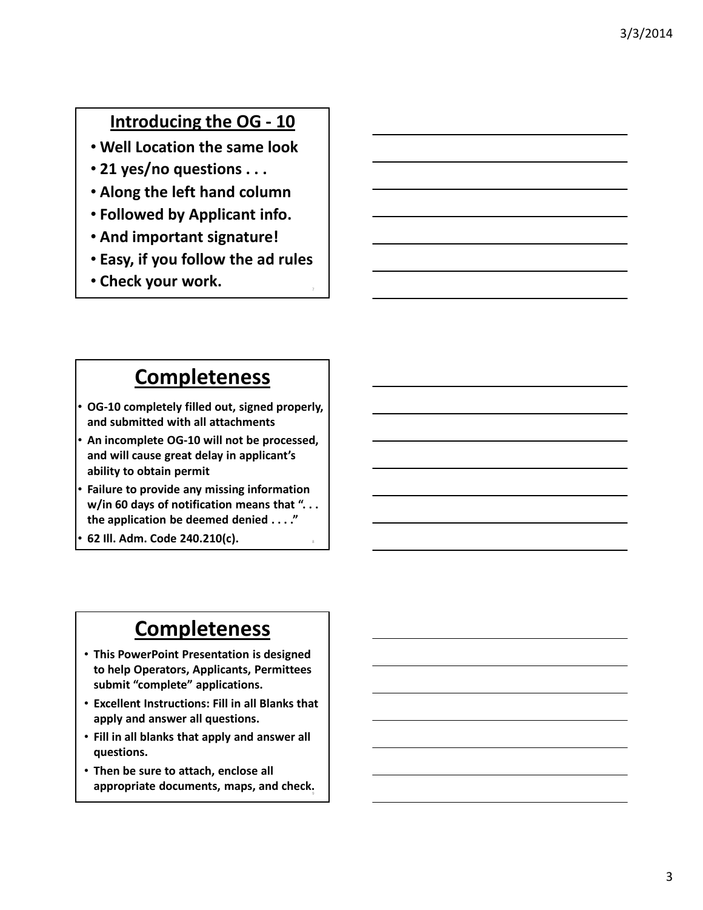## Introducing the OG - 10

- **Well Location the same look**
- **21 yes/no questions . . .**
- **Along the left hand column**
- **Followed by Applicant info.**
- **And important signature!**
- **Easy, if you follow the ad rules**
- **Check your work.**

## Completeness

- **OG-10 completely filled out, signed properly, and submitted with all attachments**
- **An incomplete OG-10 will not be processed, and will cause great delay in applicant's ability to obtain permit**
- **Failure to provide any missing information w/in 60 days of notification means that ". . . the application be deemed denied . . . ."**
- **62 Ill. Adm. Code 240.210(c).**

## Completeness

- **This PowerPoint Presentation is designed to help Operators, Applicants, Permittees submit "complete" applications.**
- **Excellent Instructions: Fill in all Blanks that apply and answer all questions.**
- **Fill in all blanks that apply and answer all questions.**
- **Then be sure to attach, enclose all appropriate documents, maps, and check.**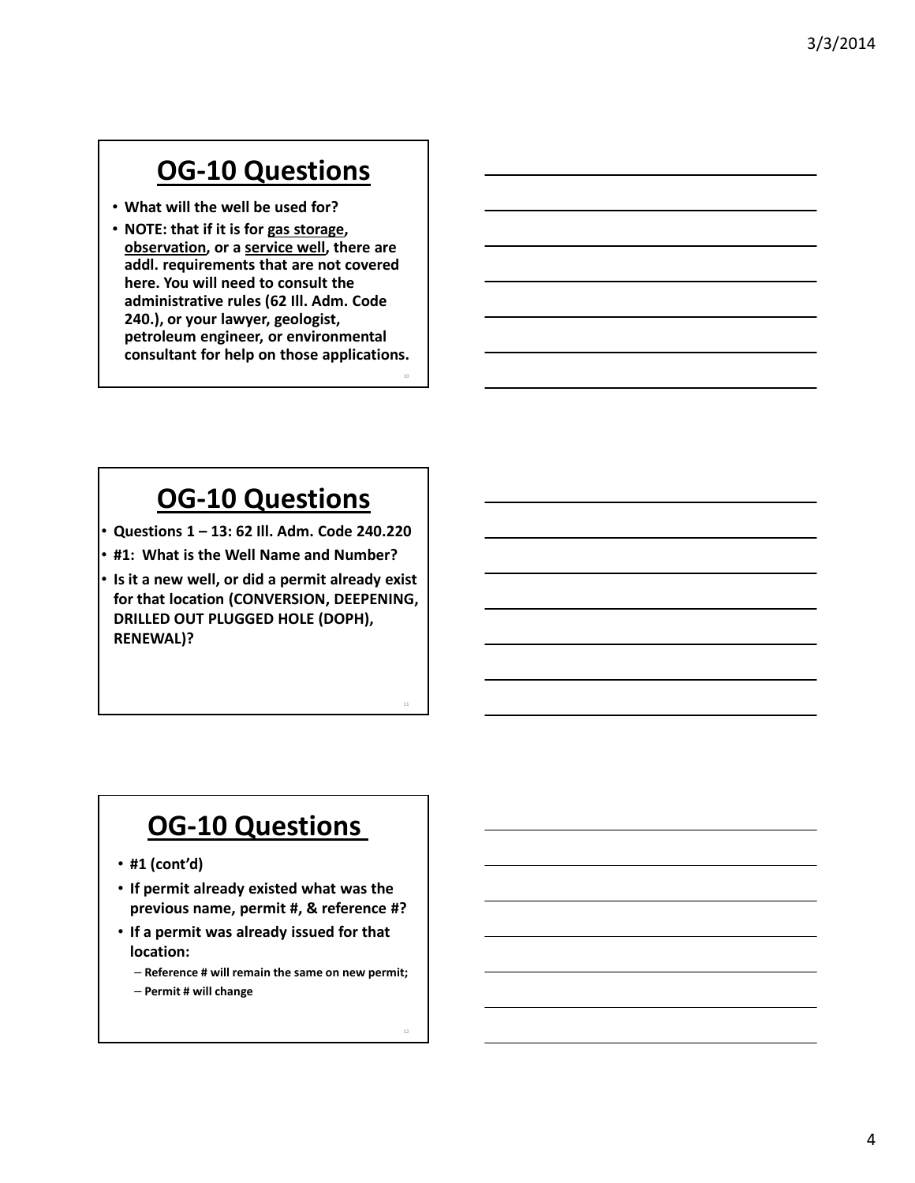## OG-10 Questions

- **What will the well be used for?**
- **NOTE: that if it is for <u>gas storage</u>, <u>observation</u>, or a <u>service well</u>, there are addl. requirements that are not covered here. You will need to consult the administrative rules (62 Ill. Adm. Code 240.), or your lawyer, geologist, petroleum engineer, or environmental consultant for help on those applications.**

## OG-10 Questions

- **Questions 1 – 13: 62 Ill. Adm. Code 240.220**
- **#1: What is the Well Name and Number?**
- **Is it a new well, or did a permit already exist for that location (CONVERSION, DEEPENING, DRILLED OUT PLUGGED HOLE (DOPH), RENEWAL)?**

## OG-10 Questions

- **#1 (cont'd)**
- **If permit already existed what was the previous name, permit #, & reference #?**
- **If a permit was already issued for that location:**
  - **Reference # will remain the same on new permit;**
  - **Permit # will change**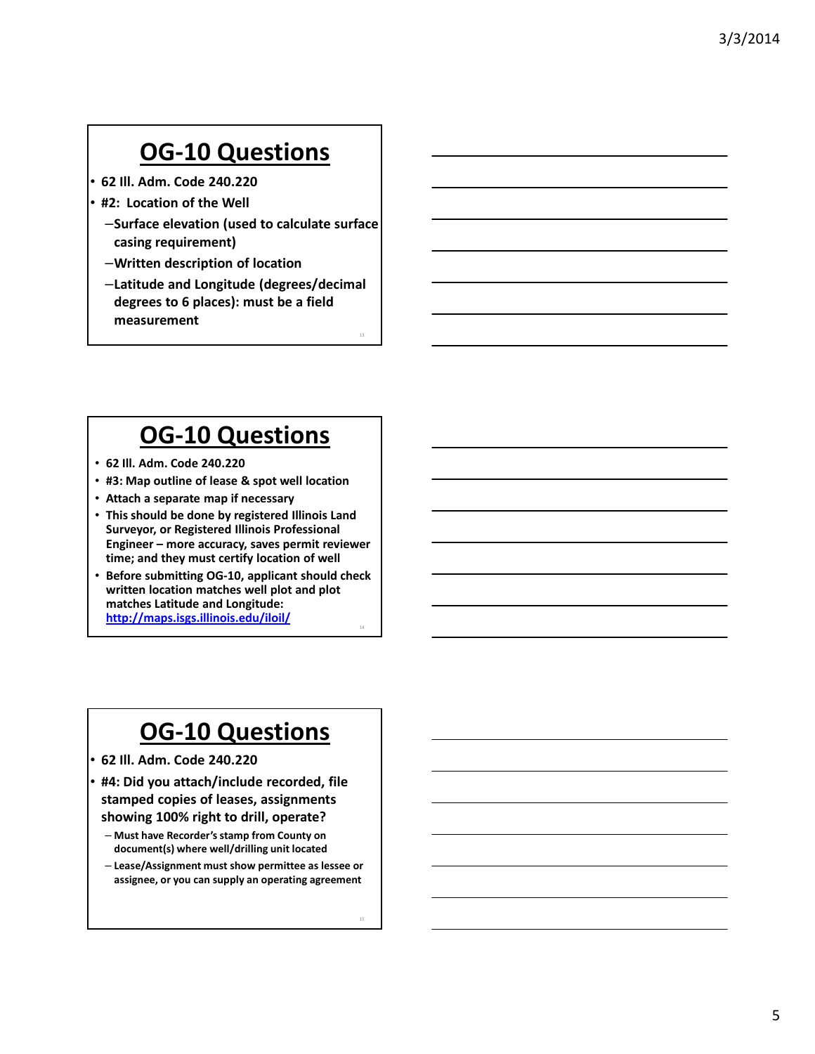## OG-10 Questions

- 62 Ill. Adm. Code 240.220
- #2: Location of the Well
  - Surface elevation (used to calculate surface casing requirement)
  - Written description of location
  - Latitude and Longitude (degrees/decimal degrees to 6 places): must be a field measurement

## OG-10 Questions

- 62 Ill. Adm. Code 240.220
- #3: Map outline of lease & spot well location
- Attach a separate map if necessary
- This should be done by registered Illinois Land Surveyor, or Registered Illinois Professional Engineer – more accuracy, saves permit reviewer time; and they must certify location of well
- Before submitting OG-10, applicant should check written location matches well plot and plot matches Latitude and Longitude: http://maps.isgs.illinois.edu/iloil/

## OG-10 Questions

- 62 Ill. Adm. Code 240.220
- #4: Did you attach/include recorded, file stamped copies of leases, assignments showing 100% right to drill, operate?
  - Must have Recorder's stamp from County on document(s) where well/drilling unit located
  - Lease/Assignment must show permittee as lessee or assignee, or you can supply an operating agreement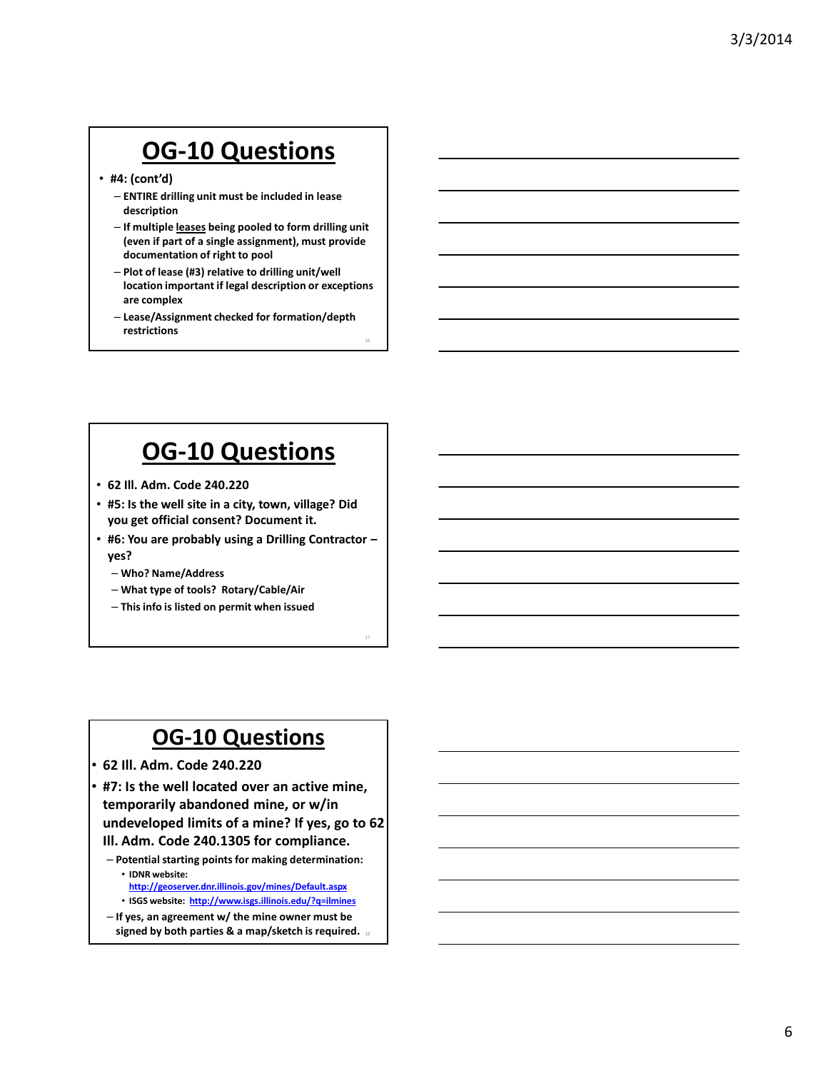## OG-10 Questions

- #4: (cont'd)
  - ENTIRE drilling unit must be included in lease description
  - If multiple leases being pooled to form drilling unit (even if part of a single assignment), must provide documentation of right to pool
  - Plot of lease (#3) relative to drilling unit/well location important if legal description or exceptions are complex
  - Lease/Assignment checked for formation/depth restrictions

## OG-10 Questions

- 62 Ill. Adm. Code 240.220
- #5: Is the well site in a city, town, village? Did you get official consent? Document it.
- #6: You are probably using a Drilling Contractor – yes?
  - Who? Name/Address
  - What type of tools? Rotary/Cable/Air
  - This info is listed on permit when issued

## OG-10 Questions

- 62 Ill. Adm. Code 240.220
- #7: Is the well located over an active mine, temporarily abandoned mine, or w/in undeveloped limits of a mine? If yes, go to 62 Ill. Adm. Code 240.1305 for compliance.
  - Potential starting points for making determination:
    - IDNR website: http://geoserver.dnr.illinois.gov/mines/Default.aspx
    - ISGS website: http://www.isgs.illinois.edu/?q=ilmines
  - If yes, an agreement w/ the mine owner must be signed by both parties & a map/sketch is required.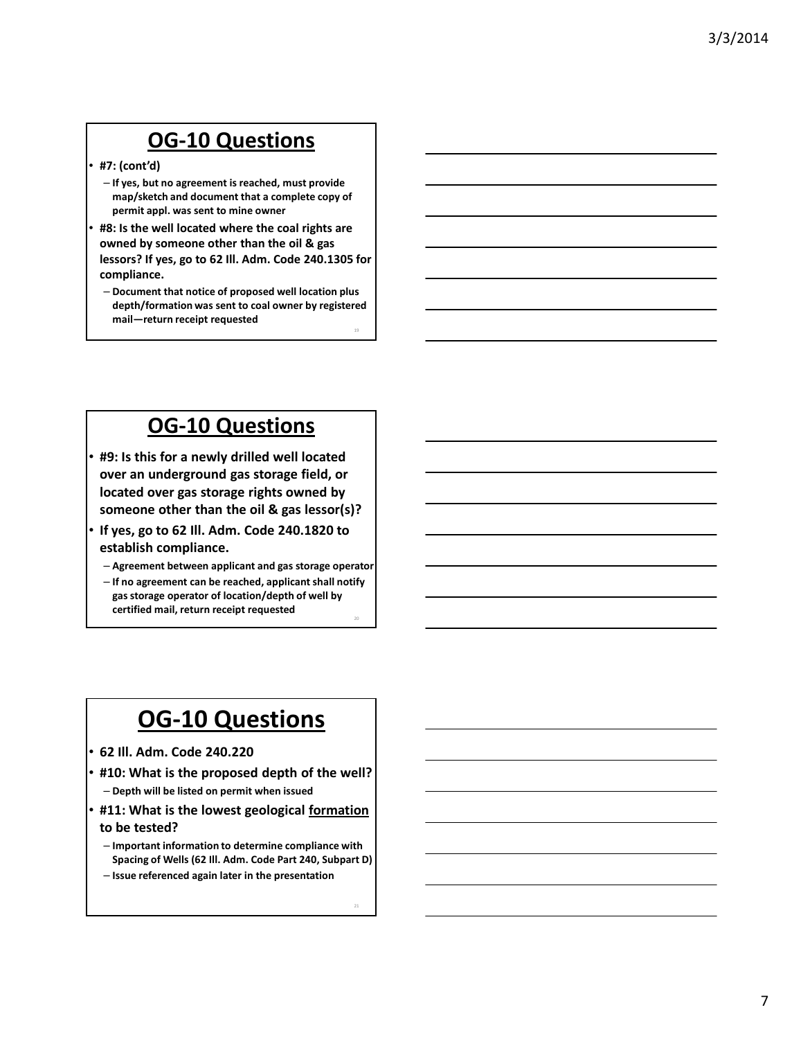## OG-10 Questions

- #7: (cont'd)
  - If yes, but no agreement is reached, must provide map/sketch and document that a complete copy of permit appl. was sent to mine owner
- #8: Is the well located where the coal rights are owned by someone other than the oil & gas lessors? If yes, go to 62 Ill. Adm. Code 240.1305 for compliance.
  - Document that notice of proposed well location plus depth/formation was sent to coal owner by registered mail—return receipt requested

## OG-10 Questions

- #9: Is this for a newly drilled well located over an underground gas storage field, or located over gas storage rights owned by someone other than the oil & gas lessor(s)?
- If yes, go to 62 Ill. Adm. Code 240.1820 to establish compliance.
  - Agreement between applicant and gas storage operator
  - If no agreement can be reached, applicant shall notify gas storage operator of location/depth of well by certified mail, return receipt requested

## OG-10 Questions

- 62 Ill. Adm. Code 240.220
- #10: What is the proposed depth of the well?
  - Depth will be listed on permit when issued
- #11: What is the lowest geological <u>formation</u> to be tested?
  - Important information to determine compliance with Spacing of Wells (62 Ill. Adm. Code Part 240, Subpart D)
  - Issue referenced again later in the presentation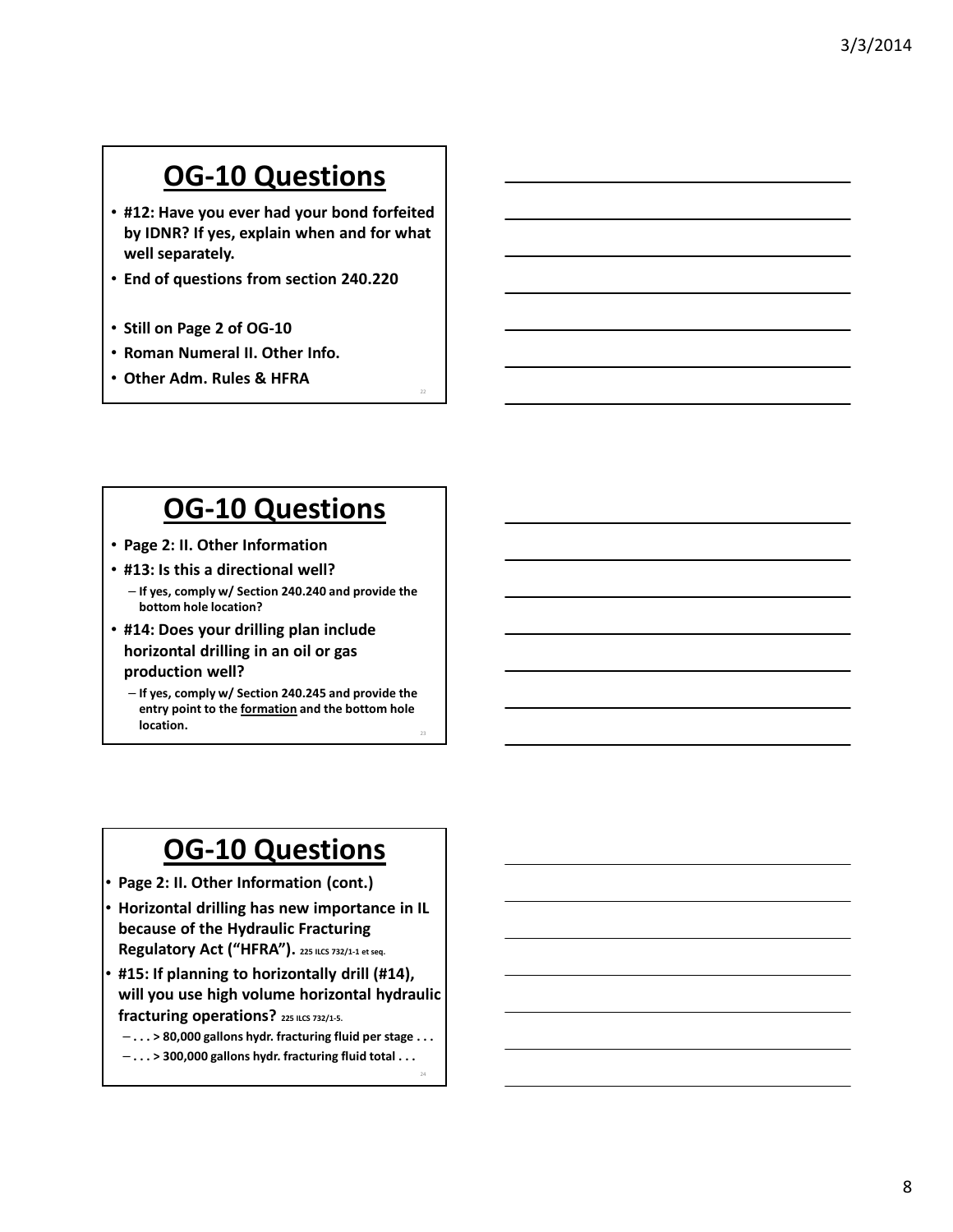## OG-10 Questions

- **#12: Have you ever had your bond forfeited by IDNR? If yes, explain when and for what well separately.**
- **End of questions from section 240.220**
- **Still on Page 2 of OG-10**
- **Roman Numeral II. Other Info.**
- **Other Adm. Rules & HFRA**

## OG-10 Questions

- **Page 2: II. Other Information**
- **#13: Is this a directional well?**
  - **If yes, comply w/ Section 240.240 and provide the bottom hole location?**
- **#14: Does your drilling plan include horizontal drilling in an oil or gas production well?**
  - **If yes, comply w/ Section 240.245 and provide the entry point to the <u>formation</u> and the bottom hole location.**

## OG-10 Questions

- **Page 2: II. Other Information (cont.)**
- **Horizontal drilling has new importance in IL because of the Hydraulic Fracturing Regulatory Act ("HFRA").** 225 ILCS 732/1-1 et seq.
- **#15: If planning to horizontally drill (#14), will you use high volume horizontal hydraulic fracturing operations?** 225 ILCS 732/1-5.
  - **. . . > 80,000 gallons hydr. fracturing fluid per stage . . .**
  - **. . . > 300,000 gallons hydr. fracturing fluid total . . .**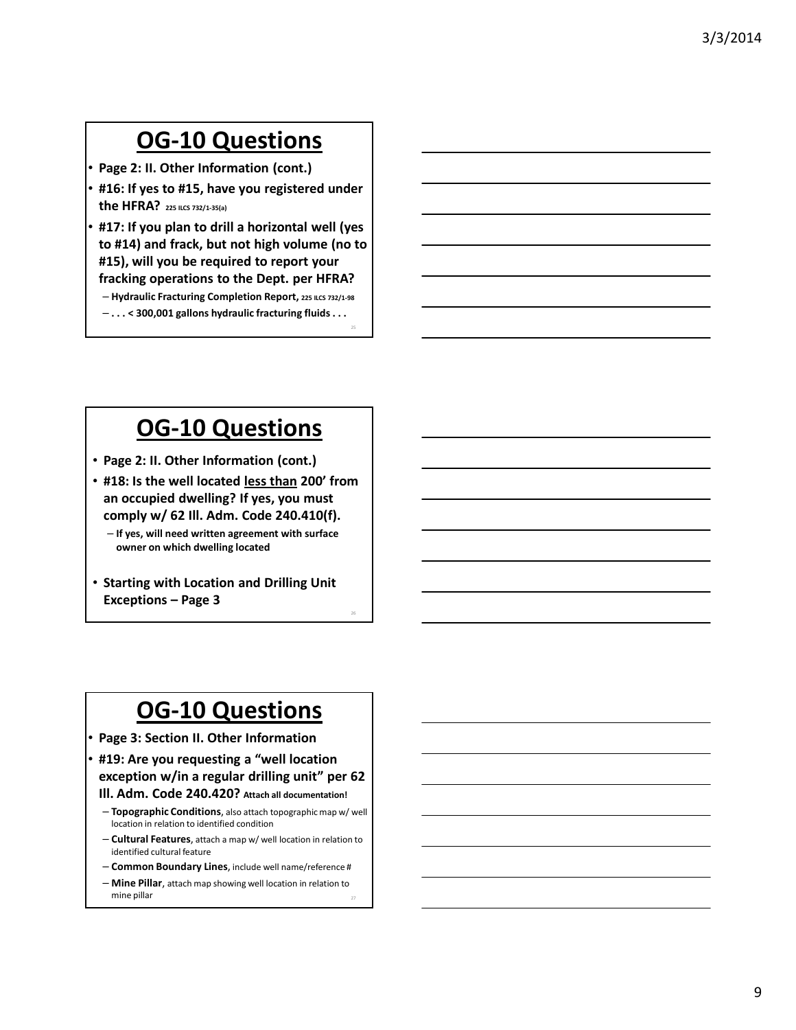## OG-10 Questions

- **Page 2: II. Other Information (cont.)**
- **#16: If yes to #15, have you registered under the HFRA?** 225 ILCS 732/1-35(a)
- **#17: If you plan to drill a horizontal well (yes to #14) and frack, but not high volume (no to #15), will you be required to report your fracking operations to the Dept. per HFRA?**
  - **Hydraulic Fracturing Completion Report,** 225 ILCS 732/1-98
  - **. . . < 300,001 gallons hydraulic fracturing fluids . . .**

## OG-10 Questions

- **Page 2: II. Other Information (cont.)**
- **#18: Is the well located <u>less than</u> 200' from an occupied dwelling? If yes, you must comply w/ 62 Ill. Adm. Code 240.410(f).**
  - **If yes, will need written agreement with surface owner on which dwelling located**
- **Starting with Location and Drilling Unit Exceptions – Page 3**

## OG-10 Questions

- **Page 3: Section II. Other Information**
- **#19: Are you requesting a "well location exception w/in a regular drilling unit" per 62 Ill. Adm. Code 240.420? Attach all documentation!**
  - **Topographic Conditions**, also attach topographic map w/ well location in relation to identified condition
  - **Cultural Features**, attach a map w/ well location in relation to identified cultural feature
  - **Common Boundary Lines**, include well name/reference #
  - **Mine Pillar**, attach map showing well location in relation to mine pillar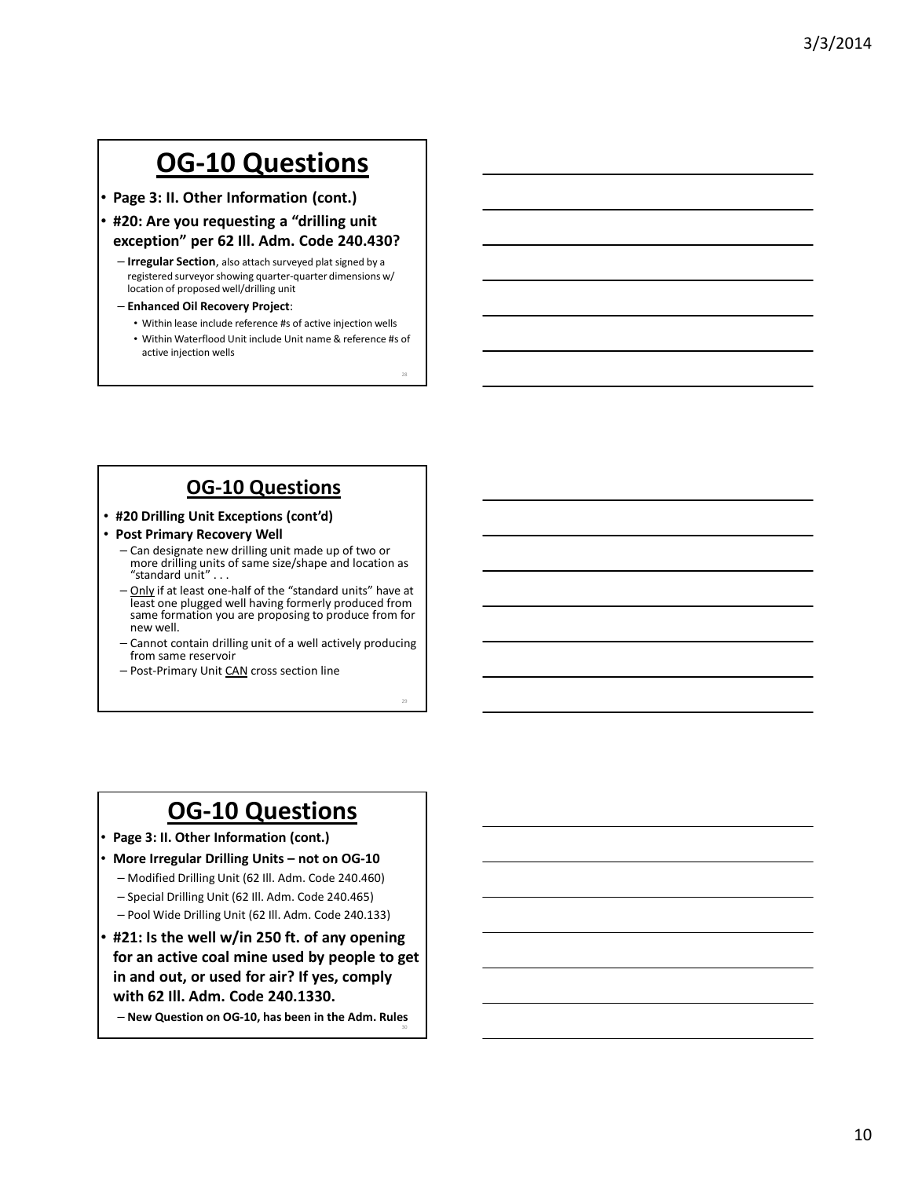# OG-10 Questions

- **Page 3: II. Other Information (cont.)**
- **#20: Are you requesting a "drilling unit exception" per 62 Ill. Adm. Code 240.430?**
  - **Irregular Section**, also attach surveyed plat signed by a registered surveyor showing quarter-quarter dimensions w/ location of proposed well/drilling unit
  - **Enhanced Oil Recovery Project**:
    - Within lease include reference #s of active injection wells
    - Within Waterflood Unit include Unit name & reference #s of active injection wells

# OG-10 Questions

- **#20 Drilling Unit Exceptions (cont'd)**
- **Post Primary Recovery Well**
  - Can designate new drilling unit made up of two or more drilling units of same size/shape and location as "standard unit" . . .
  - Only if at least one-half of the "standard units" have at least one plugged well having formerly produced from same formation you are proposing to produce from for new well.
  - Cannot contain drilling unit of a well actively producing from same reservoir
  - Post-Primary Unit CAN cross section line

# OG-10 Questions

- **Page 3: II. Other Information (cont.)**
- **More Irregular Drilling Units – not on OG-10**
  - Modified Drilling Unit (62 Ill. Adm. Code 240.460)
  - Special Drilling Unit (62 Ill. Adm. Code 240.465)
  - Pool Wide Drilling Unit (62 Ill. Adm. Code 240.133)
- **#21: Is the well w/in 250 ft. of any opening for an active coal mine used by people to get in and out, or used for air? If yes, comply with 62 Ill. Adm. Code 240.1330.**
  - **New Question on OG-10, has been in the Adm. Rules**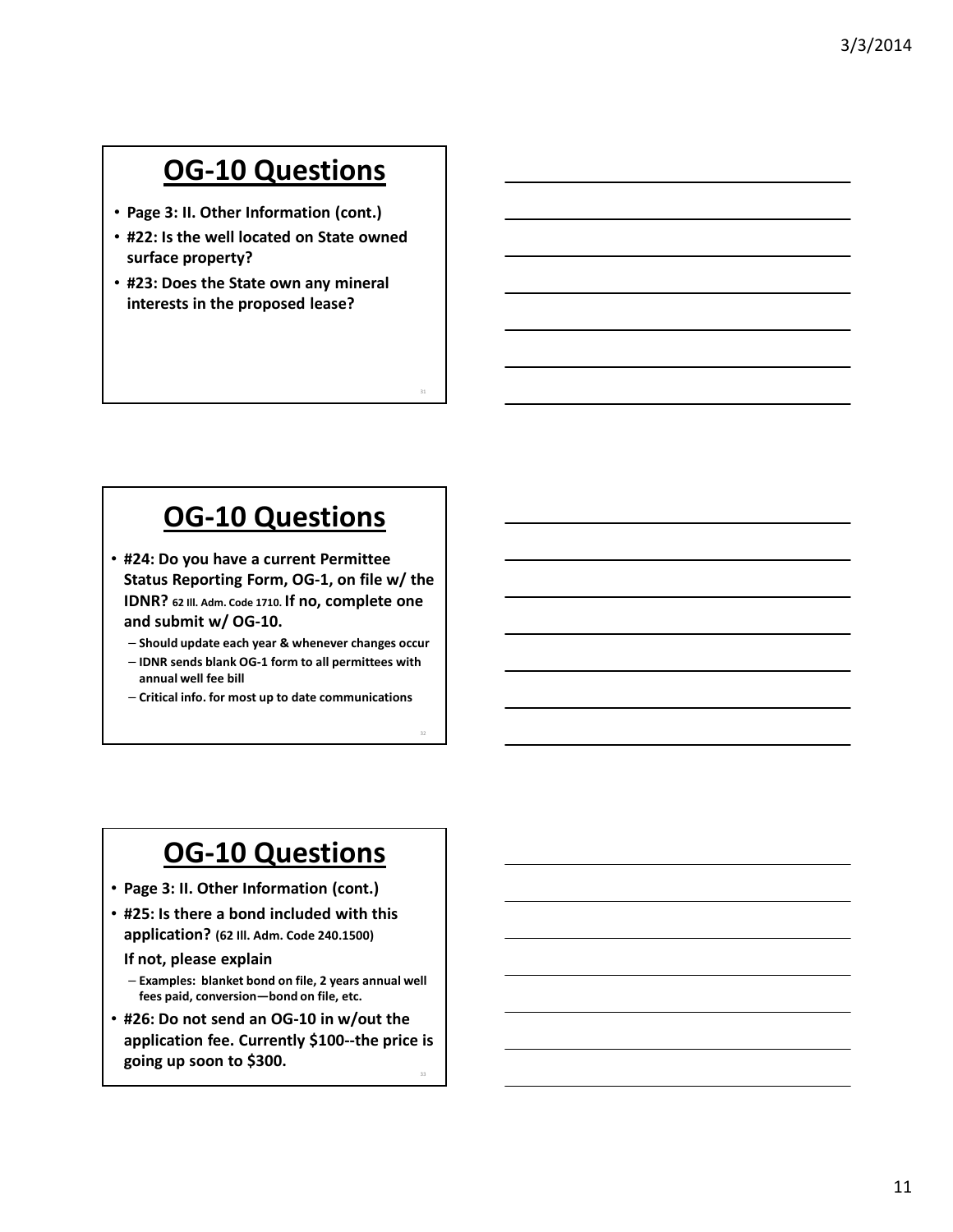## OG-10 Questions

- Page 3: II. Other Information (cont.)
- #22: Is the well located on State owned surface property?
- #23: Does the State own any mineral interests in the proposed lease?

## OG-10 Questions

- #24: Do you have a current Permittee Status Reporting Form, OG-1, on file w/ the IDNR? 62 Ill. Adm. Code 1710. If no, complete one and submit w/ OG-10.
  - Should update each year & whenever changes occur
  - IDNR sends blank OG-1 form to all permittees with annual well fee bill
  - Critical info. for most up to date communications

## OG-10 Questions

- Page 3: II. Other Information (cont.)
- #25: Is there a bond included with this application? (62 Ill. Adm. Code 240.1500)

  If not, please explain
  - Examples: blanket bond on file, 2 years annual well fees paid, conversion—bond on file, etc.
- #26: Do not send an OG-10 in w/out the application fee. Currently $100--the price is going up soon to $300.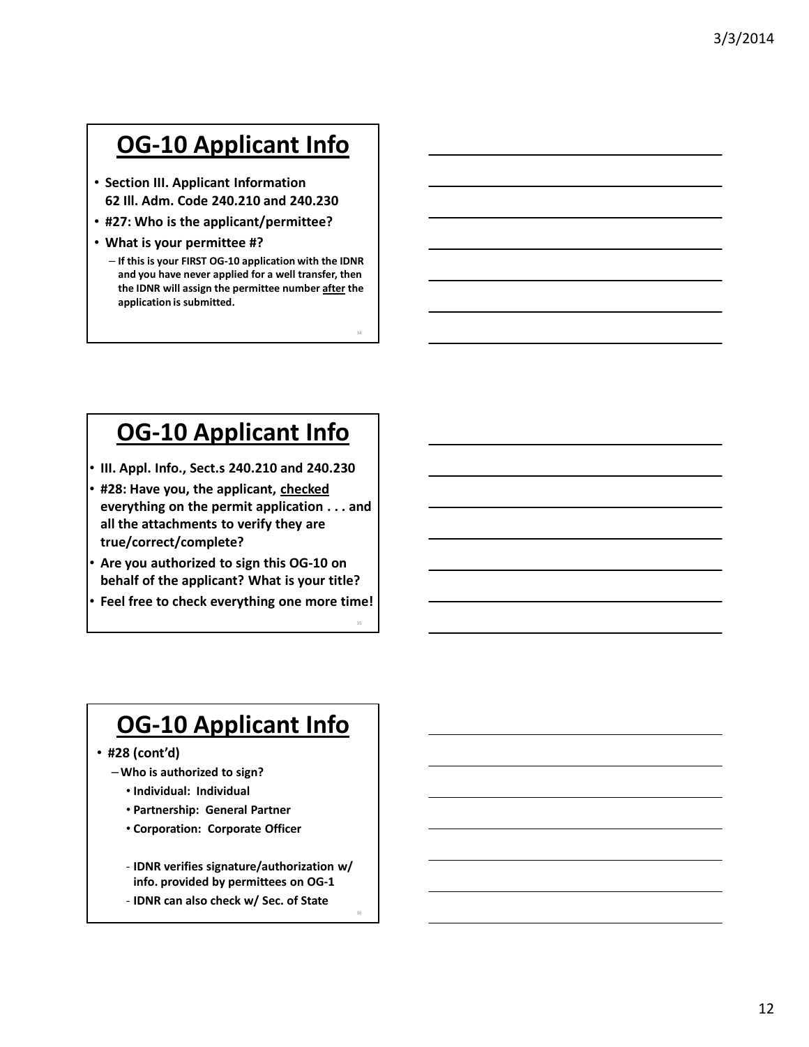## OG-10 Applicant Info

- **Section III. Applicant Information 62 Ill. Adm. Code 240.210 and 240.230**
- **#27: Who is the applicant/permittee?**
- **What is your permittee #?**
  - **If this is your FIRST OG-10 application with the IDNR and you have never applied for a well transfer, then the IDNR will assign the permittee number after the application is submitted.**

## OG-10 Applicant Info

- **III. Appl. Info., Sect.s 240.210 and 240.230**
- **#28: Have you, the applicant, checked everything on the permit application . . . and all the attachments to verify they are true/correct/complete?**
- **Are you authorized to sign this OG-10 on behalf of the applicant? What is your title?**
- **Feel free to check everything one more time!**

## OG-10 Applicant Info

- **#28 (cont'd)**
  - **Who is authorized to sign?**
    - **Individual: Individual**
    - **Partnership: General Partner**
    - **Corporation: Corporate Officer**
  - **IDNR verifies signature/authorization w/ info. provided by permittees on OG-1**
  - **IDNR can also check w/ Sec. of State**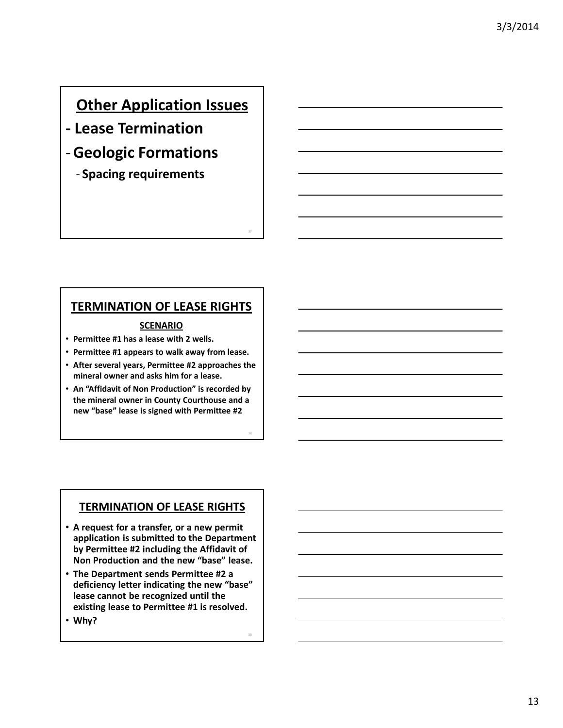## Other Application Issues

- **Lease Termination**
- **Geologic Formations**
  - **Spacing requirements**

## TERMINATION OF LEASE RIGHTS

**SCENARIO**

- **Permittee #1 has a lease with 2 wells.**
- **Permittee #1 appears to walk away from lease.**
- **After several years, Permittee #2 approaches the mineral owner and asks him for a lease.**
- **An "Affidavit of Non Production" is recorded by the mineral owner in County Courthouse and a new "base" lease is signed with Permittee #2**

## TERMINATION OF LEASE RIGHTS

- **A request for a transfer, or a new permit application is submitted to the Department by Permittee #2 including the Affidavit of Non Production and the new "base" lease.**
- **The Department sends Permittee #2 a deficiency letter indicating the new "base" lease cannot be recognized until the existing lease to Permittee #1 is resolved.**
- **Why?**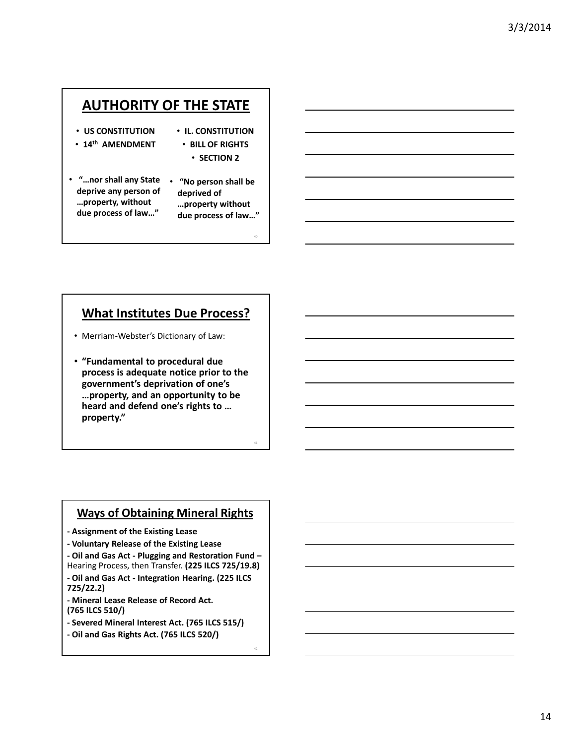## AUTHORITY OF THE STATE

- **US CONSTITUTION**
- **14th AMENDMENT**
- **"…nor shall any State deprive any person of …property, without due process of law…"**

- **IL. CONSTITUTION**
  - **BILL OF RIGHTS**
    - **SECTION 2**
- **"No person shall be deprived of …property without due process of law…"**

## What Institutes Due Process?

- Merriam-Webster's Dictionary of Law:
- **"Fundamental to procedural due process is adequate notice prior to the government's deprivation of one's …property, and an opportunity to be heard and defend one's rights to … property."**

## Ways of Obtaining Mineral Rights

**- Assignment of the Existing Lease**

**- Voluntary Release of the Existing Lease**

**- Oil and Gas Act - Plugging and Restoration Fund –** Hearing Process, then Transfer. **(225 ILCS 725/19.8)**

**- Oil and Gas Act - Integration Hearing. (225 ILCS 725/22.2)**

**- Mineral Lease Release of Record Act. (765 ILCS 510/)**

**- Severed Mineral Interest Act. (765 ILCS 515/)**

**- Oil and Gas Rights Act. (765 ILCS 520/)**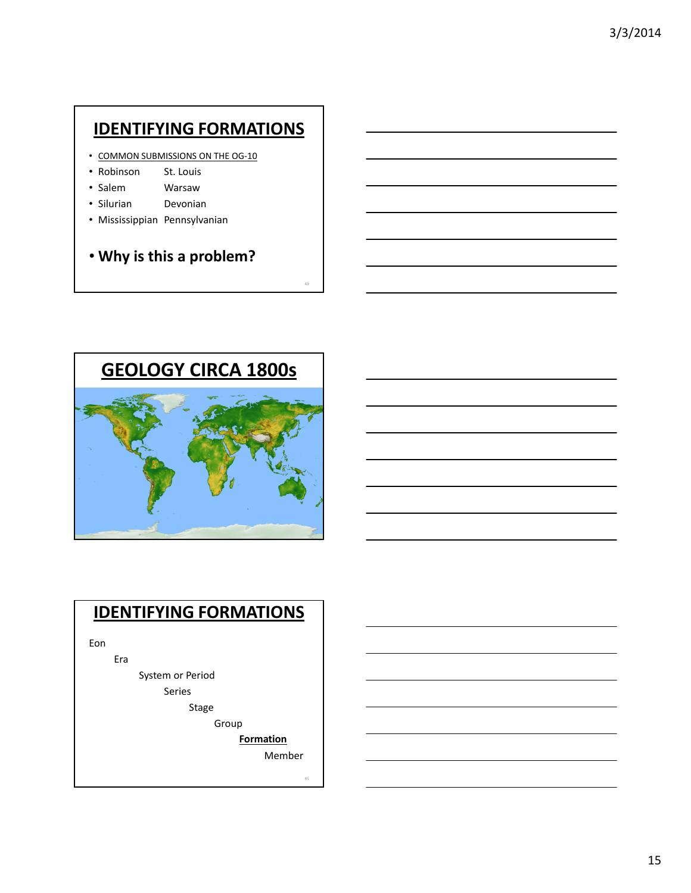## IDENTIFYING FORMATIONS

- COMMON SUBMISSIONS ON THE OG-10
- Robinson St. Louis
- Salem Warsaw
- Silurian Devonian
- Mississippian Pennsylvanian

- **Why is this a problem?**

## GEOLOGY CIRCA 1800s

## IDENTIFYING FORMATIONS

Eon
- Era
  - System or Period
    - Series
      - Stage
        - Group
          - **Formation**
            - Member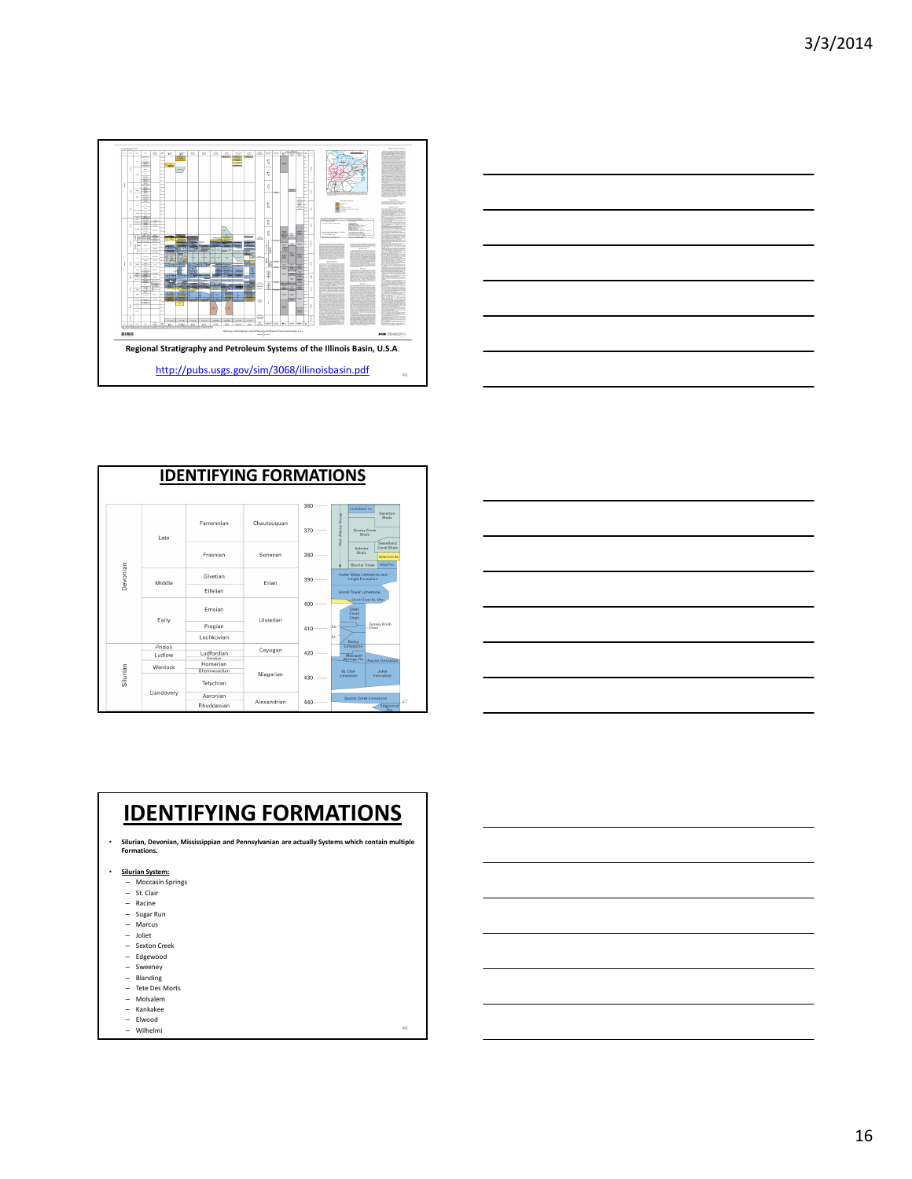Regional Stratigraphy and Petroleum Systems of the Illinois Basin, U.S.A.

http://pubs.usgs.gov/sim/3068/illinoisbasin.pdf

# IDENTIFYING FORMATIONS

| System | Series | Stage | North American Stage | Ma | Formations |
|---|---|---|---|---|---|
| Devonian | Late | Famennian | Chautauquan | 360 | Louisiana Ls.; Saverton Shale |
| | | | | 370 | New Albany Group: Grassy Creek Shale |
| | | Frasnian | Senecan | 380 | Sweetland Creek Shale; Selmier Shale; Sylamore Ss.; Blocher Shale; Alto Fm. |
| | Middle | Givetian | Erian | 390 | Cedar Valley Limestone and Lingle Formation |
| | | Eifelian | | | Grand Tower Limestone; Dutch Creek Ss. Mbr. |
| | Early | Emsian | Ulsterian | 400 | Clear Creek Chert |
| | | Pragian | | 410 | Grassy Knob Chert; Ls.; Ls. |
| | | Lochkovian | | | Bailey Limestone |
| Silurian | Pridoli | | Cayugan | 420 | |
| | Ludlow | Ludfordian | | | Moccasin Springs Fm.; Racine Formation |
| | | Gorstian | | | |
| | Wenlock | Homerian | Niagarian | | |
| | | Sheinwoodian | | 430 | St. Clair Limestone; Joliet Formation |
| | Llandovery | Telychian | | | |
| | | Aeronian | Alexandrian | 440 | Sexton Creek Limestone |
| | | Rhuddanian | | | Edgewood Fm. |

# IDENTIFYING FORMATIONS

- Silurian, Devonian, Mississippian and Pennsylvanian are actually Systems which contain multiple Formations.

- **Silurian System:**
  - Moccasin Springs
  - St. Clair
  - Racine
  - Sugar Run
  - Marcus
  - Joliet
  - Sexton Creek
  - Edgewood
  - Sweeney
  - Blanding
  - Tete Des Morts
  - Molsalem
  - Kankakee
  - Elwood
  - Wilhelmi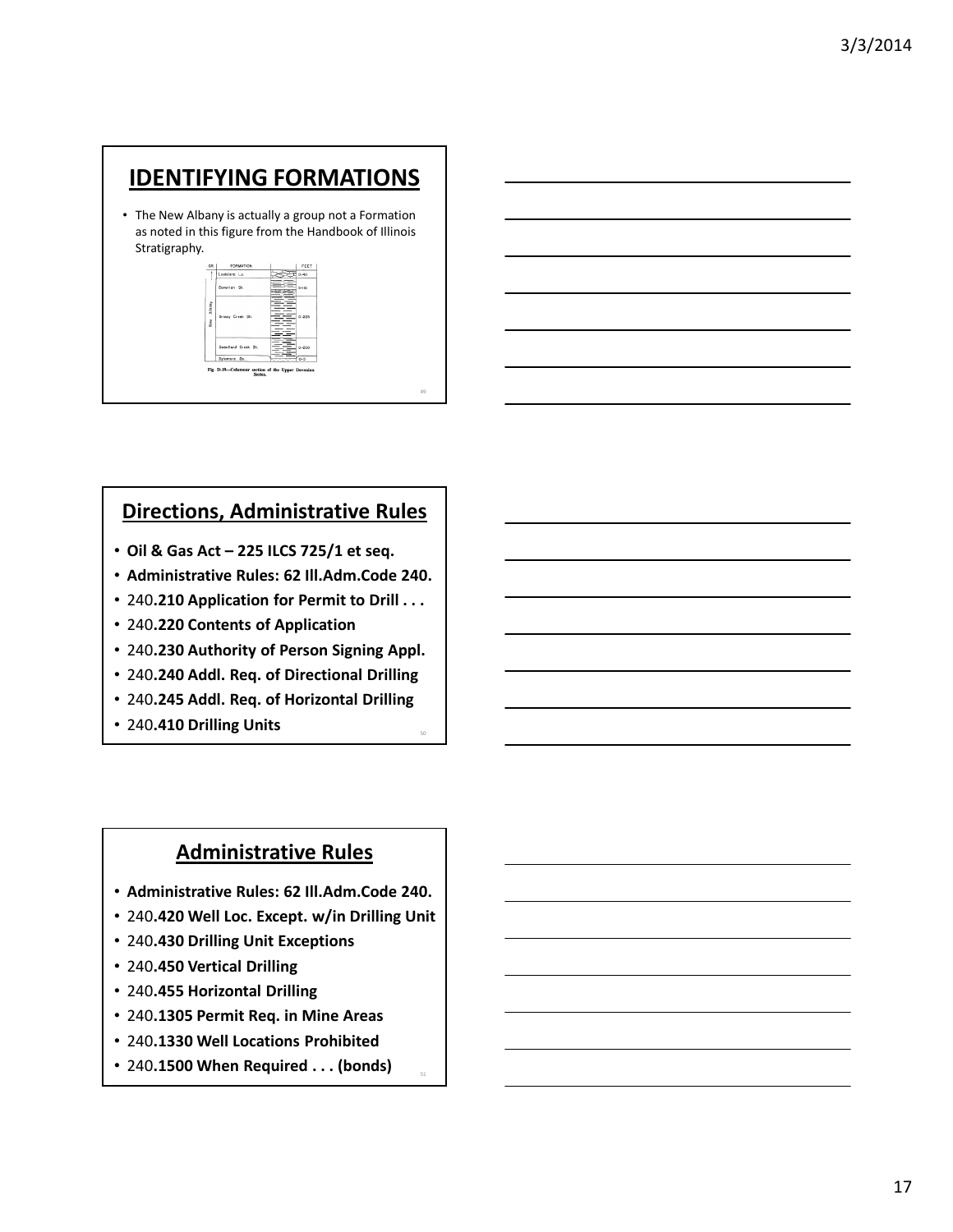## IDENTIFYING FORMATIONS

- The New Albany is actually a group not a Formation as noted in this figure from the Handbook of Illinois Stratigraphy.

| GR | FORMATION | | FEET |
|---|---|---|---|
| | Louisiana Ls. | | 0-40 |
| | Saverton Sh. | | 0-10 |
| New Albany | Grassy Creek Sh. | | 0-225 |
| | Sweetland Creek Sh. | | 0-200 |
| | Sycamore Ss. | | 0-5 |

Fig. D-19—Columnar section of the Upper Devonian Series.

## Directions, Administrative Rules

- **Oil & Gas Act – 225 ILCS 725/1 et seq.**
- **Administrative Rules: 62 Ill.Adm.Code 240.**
- 240**.210 Application for Permit to Drill . . .**
- 240**.220 Contents of Application**
- 240**.230 Authority of Person Signing Appl.**
- 240**.240 Addl. Req. of Directional Drilling**
- 240**.245 Addl. Req. of Horizontal Drilling**
- 240**.410 Drilling Units**

## Administrative Rules

- **Administrative Rules: 62 Ill.Adm.Code 240.**
- 240**.420 Well Loc. Except. w/in Drilling Unit**
- 240**.430 Drilling Unit Exceptions**
- 240**.450 Vertical Drilling**
- 240**.455 Horizontal Drilling**
- 240**.1305 Permit Req. in Mine Areas**
- 240**.1330 Well Locations Prohibited**
- 240**.1500 When Required . . . (bonds)**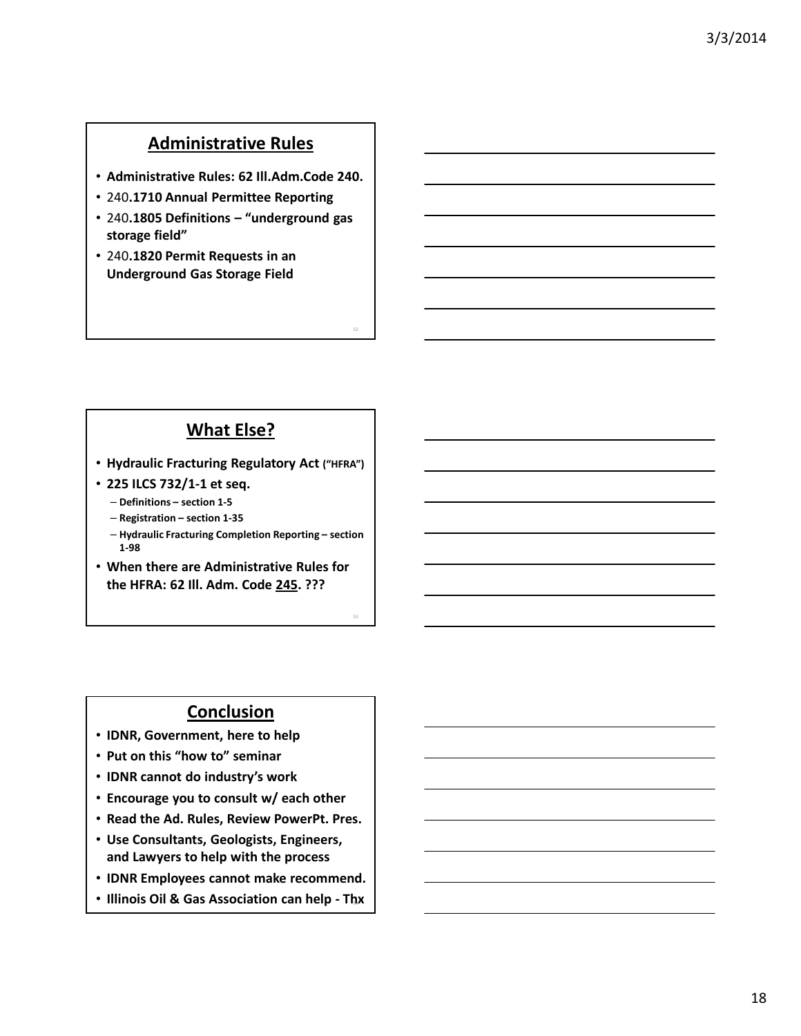## Administrative Rules

- **Administrative Rules: 62 Ill.Adm.Code 240.**
- 240**.1710 Annual Permittee Reporting**
- 240**.1805 Definitions – "underground gas storage field"**
- 240**.1820 Permit Requests in an Underground Gas Storage Field**

## What Else?

- **Hydraulic Fracturing Regulatory Act ("HFRA")**
- **225 ILCS 732/1-1 et seq.**
  - **Definitions – section 1-5**
  - **Registration – section 1-35**
  - **Hydraulic Fracturing Completion Reporting – section 1-98**
- **When there are Administrative Rules for the HFRA: 62 Ill. Adm. Code <u>245</u>. ???**

## Conclusion

- **IDNR, Government, here to help**
- **Put on this "how to" seminar**
- **IDNR cannot do industry's work**
- **Encourage you to consult w/ each other**
- **Read the Ad. Rules, Review PowerPt. Pres.**
- **Use Consultants, Geologists, Engineers, and Lawyers to help with the process**
- **IDNR Employees cannot make recommend.**
- **Illinois Oil & Gas Association can help - Thx**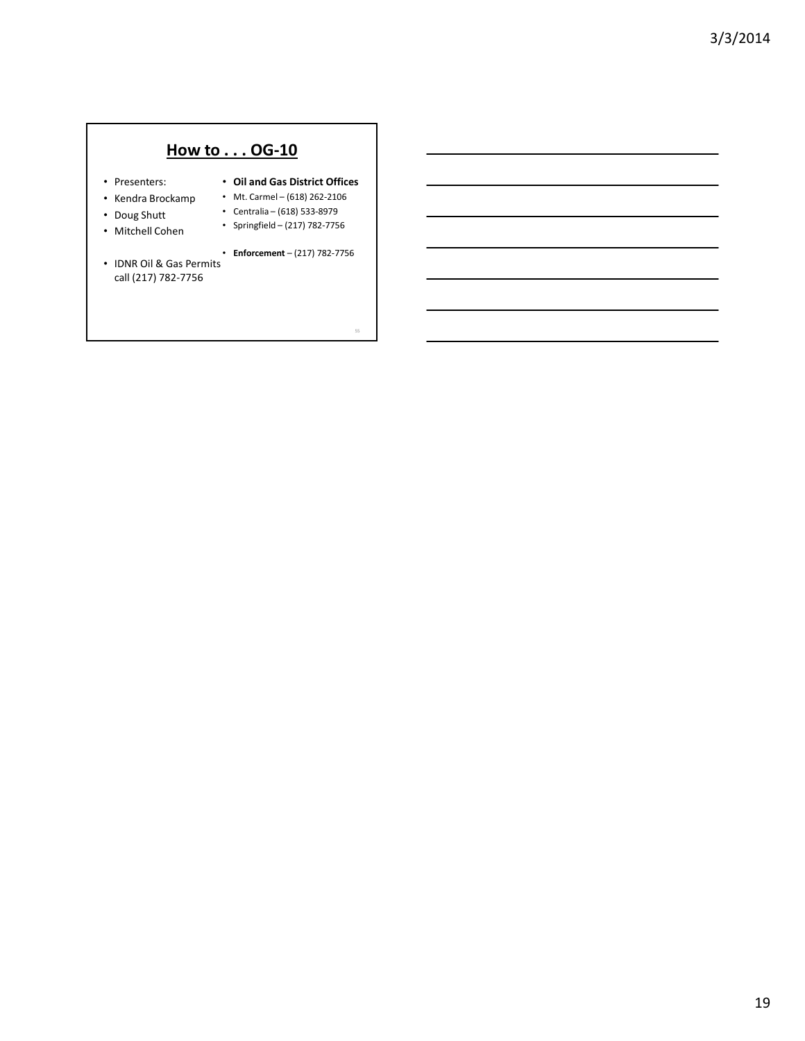## How to . . . OG-10

- Presenters:
- Kendra Brockamp
- Doug Shutt
- Mitchell Cohen
- IDNR Oil & Gas Permits call (217) 782-7756

- **Oil and Gas District Offices**
  - Mt. Carmel – (618) 262-2106
  - Centralia – (618) 533-8979
  - Springfield – (217) 782-7756
- **Enforcement** – (217) 782-7756